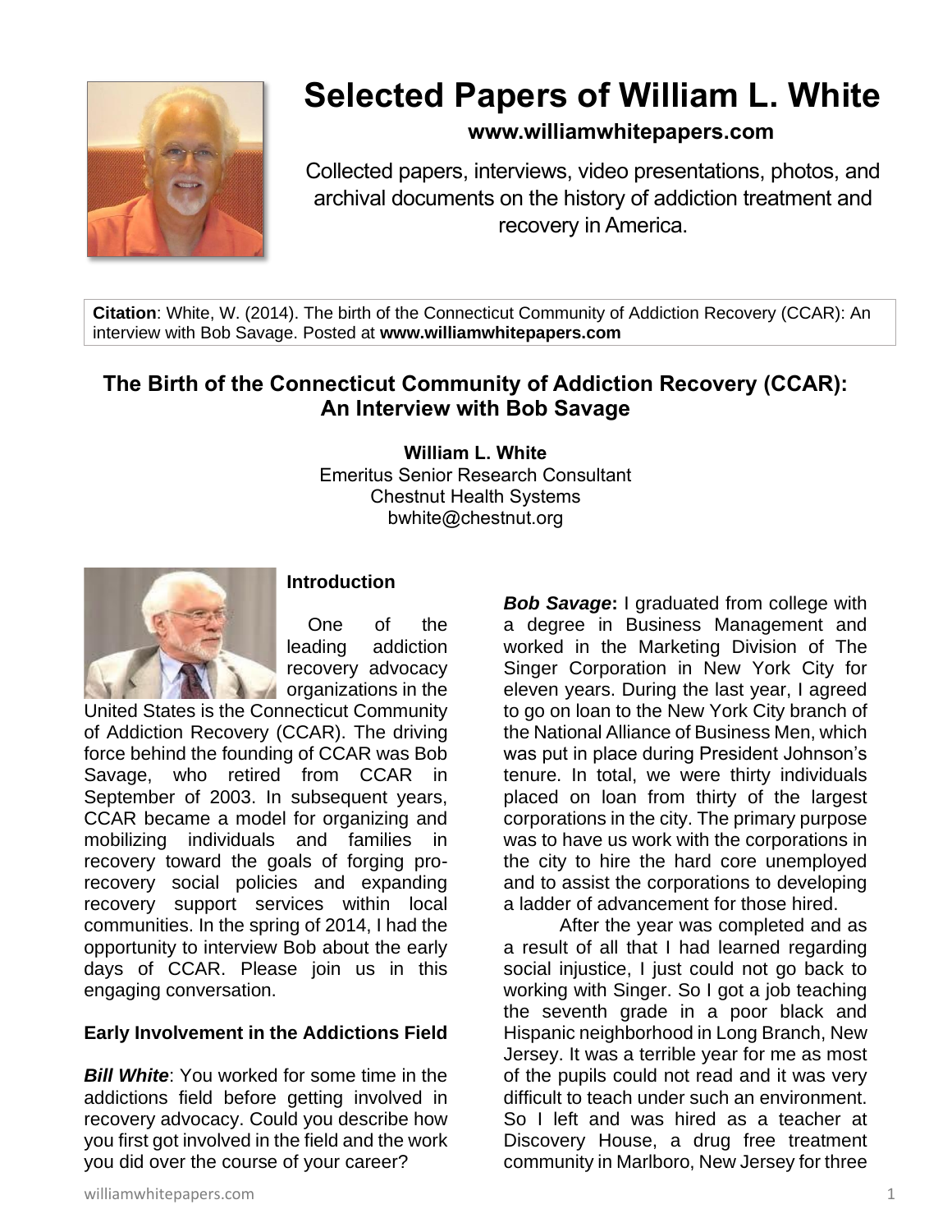# Selected Papers of William L. White

**www.williamwhitepapers.com**

Collected papers, interviews, video presentations, photos, and archival documents on the history of addiction treatment and recovery in America.

**Citation**: White, W. (2014). The birth of the Connecticut Community of Addiction Recovery (CCAR): An interview with Bob Savage. Posted at **www.williamwhitepapers.com**

## The Birth of the Connecticut Community of Addiction Recovery (CCAR): An Interview with Bob Savage

**William L. White**
Emeritus Senior Research Consultant
Chestnut Health Systems
bwhite@chestnut.org

### Introduction

One of the leading addiction recovery advocacy organizations in the United States is the Connecticut Community of Addiction Recovery (CCAR). The driving force behind the founding of CCAR was Bob Savage, who retired from CCAR in September of 2003. In subsequent years, CCAR became a model for organizing and mobilizing individuals and families in recovery toward the goals of forging pro-recovery social policies and expanding recovery support services within local communities. In the spring of 2014, I had the opportunity to interview Bob about the early days of CCAR. Please join us in this engaging conversation.

### Early Involvement in the Addictions Field

***Bill White***: You worked for some time in the addictions field before getting involved in recovery advocacy. Could you describe how you first got involved in the field and the work you did over the course of your career?

***Bob Savage*****:** I graduated from college with a degree in Business Management and worked in the Marketing Division of The Singer Corporation in New York City for eleven years. During the last year, I agreed to go on loan to the New York City branch of the National Alliance of Business Men, which was put in place during President Johnson's tenure. In total, we were thirty individuals placed on loan from thirty of the largest corporations in the city. The primary purpose was to have us work with the corporations in the city to hire the hard core unemployed and to assist the corporations to developing a ladder of advancement for those hired.

After the year was completed and as a result of all that I had learned regarding social injustice, I just could not go back to working with Singer. So I got a job teaching the seventh grade in a poor black and Hispanic neighborhood in Long Branch, New Jersey. It was a terrible year for me as most of the pupils could not read and it was very difficult to teach under such an environment. So I left and was hired as a teacher at Discovery House, a drug free treatment community in Marlboro, New Jersey for three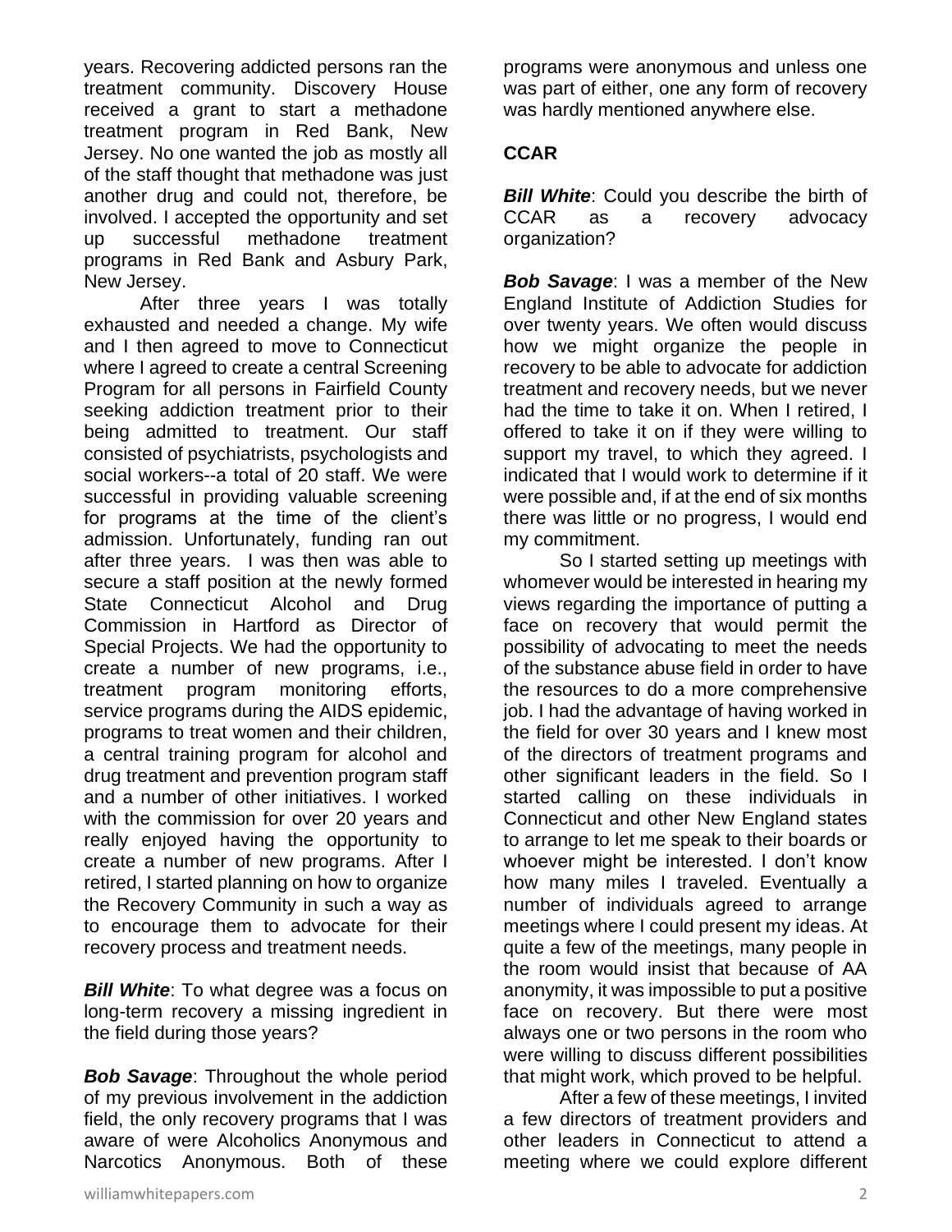years. Recovering addicted persons ran the treatment community. Discovery House received a grant to start a methadone treatment program in Red Bank, New Jersey. No one wanted the job as mostly all of the staff thought that methadone was just another drug and could not, therefore, be involved. I accepted the opportunity and set up successful methadone treatment programs in Red Bank and Asbury Park, New Jersey.

After three years I was totally exhausted and needed a change. My wife and I then agreed to move to Connecticut where I agreed to create a central Screening Program for all persons in Fairfield County seeking addiction treatment prior to their being admitted to treatment. Our staff consisted of psychiatrists, psychologists and social workers--a total of 20 staff. We were successful in providing valuable screening for programs at the time of the client's admission. Unfortunately, funding ran out after three years. I was then was able to secure a staff position at the newly formed State Connecticut Alcohol and Drug Commission in Hartford as Director of Special Projects. We had the opportunity to create a number of new programs, i.e., treatment program monitoring efforts, service programs during the AIDS epidemic, programs to treat women and their children, a central training program for alcohol and drug treatment and prevention program staff and a number of other initiatives. I worked with the commission for over 20 years and really enjoyed having the opportunity to create a number of new programs. After I retired, I started planning on how to organize the Recovery Community in such a way as to encourage them to advocate for their recovery process and treatment needs.

***Bill White***: To what degree was a focus on long-term recovery a missing ingredient in the field during those years?

***Bob Savage***: Throughout the whole period of my previous involvement in the addiction field, the only recovery programs that I was aware of were Alcoholics Anonymous and Narcotics Anonymous. Both of these programs were anonymous and unless one was part of either, one any form of recovery was hardly mentioned anywhere else.

**CCAR**

***Bill White***: Could you describe the birth of CCAR as a recovery advocacy organization?

***Bob Savage***: I was a member of the New England Institute of Addiction Studies for over twenty years. We often would discuss how we might organize the people in recovery to be able to advocate for addiction treatment and recovery needs, but we never had the time to take it on. When I retired, I offered to take it on if they were willing to support my travel, to which they agreed. I indicated that I would work to determine if it were possible and, if at the end of six months there was little or no progress, I would end my commitment.

So I started setting up meetings with whomever would be interested in hearing my views regarding the importance of putting a face on recovery that would permit the possibility of advocating to meet the needs of the substance abuse field in order to have the resources to do a more comprehensive job. I had the advantage of having worked in the field for over 30 years and I knew most of the directors of treatment programs and other significant leaders in the field. So I started calling on these individuals in Connecticut and other New England states to arrange to let me speak to their boards or whoever might be interested. I don't know how many miles I traveled. Eventually a number of individuals agreed to arrange meetings where I could present my ideas. At quite a few of the meetings, many people in the room would insist that because of AA anonymity, it was impossible to put a positive face on recovery. But there were most always one or two persons in the room who were willing to discuss different possibilities that might work, which proved to be helpful.

After a few of these meetings, I invited a few directors of treatment providers and other leaders in Connecticut to attend a meeting where we could explore different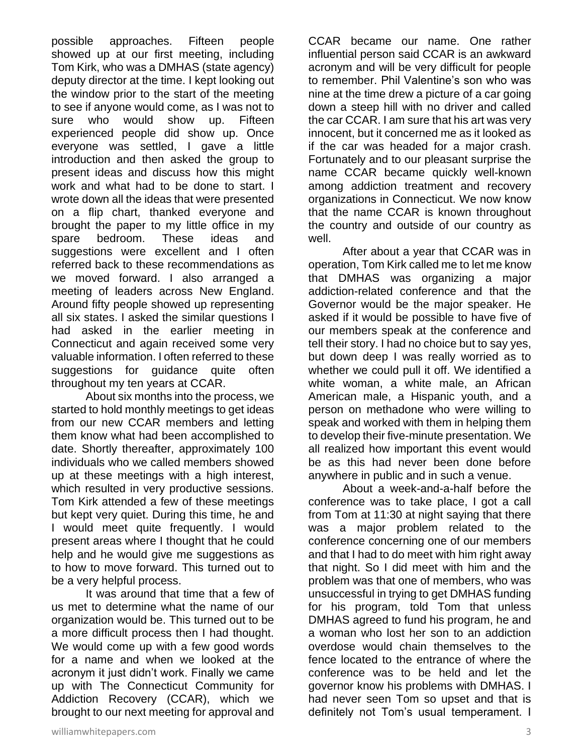possible approaches. Fifteen people showed up at our first meeting, including Tom Kirk, who was a DMHAS (state agency) deputy director at the time. I kept looking out the window prior to the start of the meeting to see if anyone would come, as I was not to sure who would show up. Fifteen experienced people did show up. Once everyone was settled, I gave a little introduction and then asked the group to present ideas and discuss how this might work and what had to be done to start. I wrote down all the ideas that were presented on a flip chart, thanked everyone and brought the paper to my little office in my spare bedroom. These ideas and suggestions were excellent and I often referred back to these recommendations as we moved forward. I also arranged a meeting of leaders across New England. Around fifty people showed up representing all six states. I asked the similar questions I had asked in the earlier meeting in Connecticut and again received some very valuable information. I often referred to these suggestions for guidance quite often throughout my ten years at CCAR.

About six months into the process, we started to hold monthly meetings to get ideas from our new CCAR members and letting them know what had been accomplished to date. Shortly thereafter, approximately 100 individuals who we called members showed up at these meetings with a high interest, which resulted in very productive sessions. Tom Kirk attended a few of these meetings but kept very quiet. During this time, he and I would meet quite frequently. I would present areas where I thought that he could help and he would give me suggestions as to how to move forward. This turned out to be a very helpful process.

It was around that time that a few of us met to determine what the name of our organization would be. This turned out to be a more difficult process then I had thought. We would come up with a few good words for a name and when we looked at the acronym it just didn't work. Finally we came up with The Connecticut Community for Addiction Recovery (CCAR), which we brought to our next meeting for approval and CCAR became our name. One rather influential person said CCAR is an awkward acronym and will be very difficult for people to remember. Phil Valentine's son who was nine at the time drew a picture of a car going down a steep hill with no driver and called the car CCAR. I am sure that his art was very innocent, but it concerned me as it looked as if the car was headed for a major crash. Fortunately and to our pleasant surprise the name CCAR became quickly well-known among addiction treatment and recovery organizations in Connecticut. We now know that the name CCAR is known throughout the country and outside of our country as well.

After about a year that CCAR was in operation, Tom Kirk called me to let me know that DMHAS was organizing a major addiction-related conference and that the Governor would be the major speaker. He asked if it would be possible to have five of our members speak at the conference and tell their story. I had no choice but to say yes, but down deep I was really worried as to whether we could pull it off. We identified a white woman, a white male, an African American male, a Hispanic youth, and a person on methadone who were willing to speak and worked with them in helping them to develop their five-minute presentation. We all realized how important this event would be as this had never been done before anywhere in public and in such a venue.

About a week-and-a-half before the conference was to take place, I got a call from Tom at 11:30 at night saying that there was a major problem related to the conference concerning one of our members and that I had to do meet with him right away that night. So I did meet with him and the problem was that one of members, who was unsuccessful in trying to get DMHAS funding for his program, told Tom that unless DMHAS agreed to fund his program, he and a woman who lost her son to an addiction overdose would chain themselves to the fence located to the entrance of where the conference was to be held and let the governor know his problems with DMHAS. I had never seen Tom so upset and that is definitely not Tom's usual temperament. I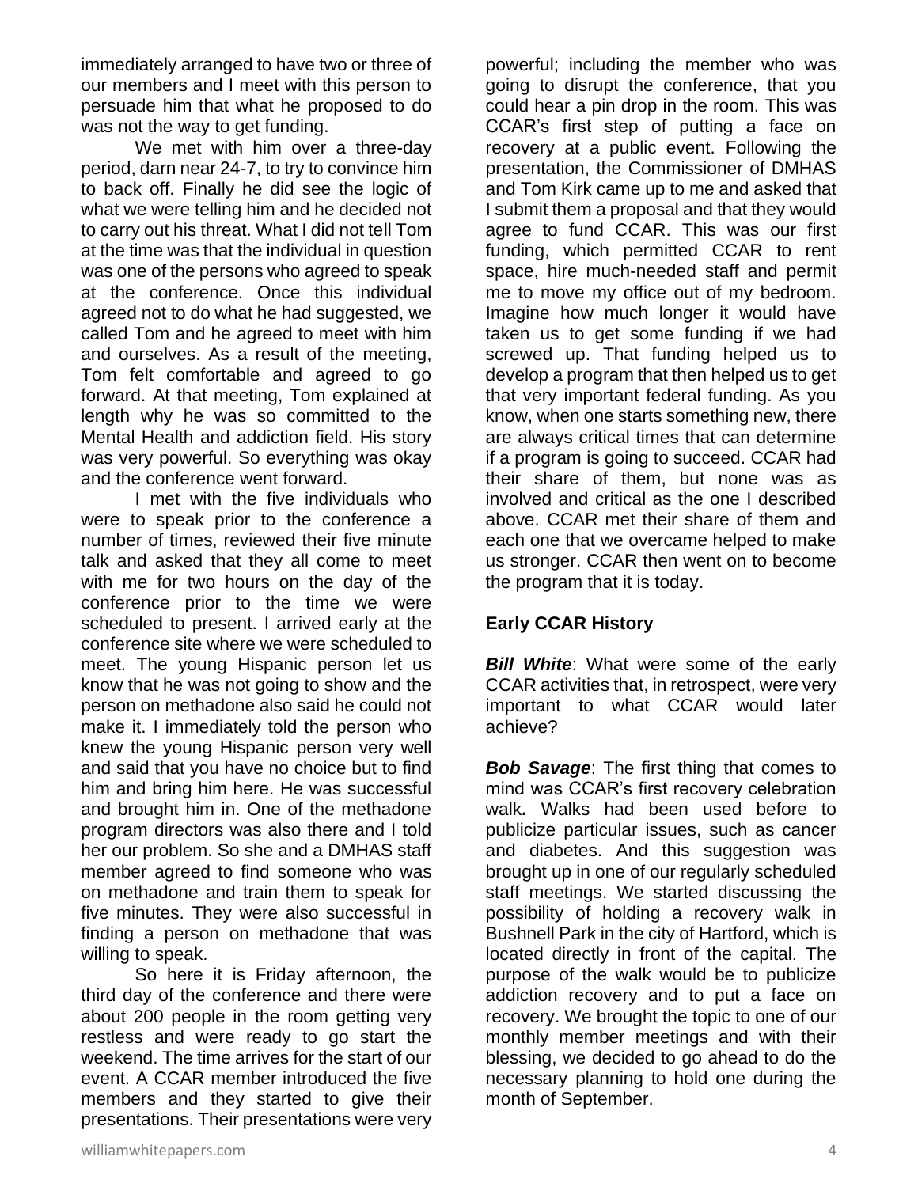immediately arranged to have two or three of our members and I meet with this person to persuade him that what he proposed to do was not the way to get funding.

We met with him over a three-day period, darn near 24-7, to try to convince him to back off. Finally he did see the logic of what we were telling him and he decided not to carry out his threat. What I did not tell Tom at the time was that the individual in question was one of the persons who agreed to speak at the conference. Once this individual agreed not to do what he had suggested, we called Tom and he agreed to meet with him and ourselves. As a result of the meeting, Tom felt comfortable and agreed to go forward. At that meeting, Tom explained at length why he was so committed to the Mental Health and addiction field. His story was very powerful. So everything was okay and the conference went forward.

I met with the five individuals who were to speak prior to the conference a number of times, reviewed their five minute talk and asked that they all come to meet with me for two hours on the day of the conference prior to the time we were scheduled to present. I arrived early at the conference site where we were scheduled to meet. The young Hispanic person let us know that he was not going to show and the person on methadone also said he could not make it. I immediately told the person who knew the young Hispanic person very well and said that you have no choice but to find him and bring him here. He was successful and brought him in. One of the methadone program directors was also there and I told her our problem. So she and a DMHAS staff member agreed to find someone who was on methadone and train them to speak for five minutes. They were also successful in finding a person on methadone that was willing to speak.

So here it is Friday afternoon, the third day of the conference and there were about 200 people in the room getting very restless and were ready to go start the weekend. The time arrives for the start of our event. A CCAR member introduced the five members and they started to give their presentations. Their presentations were very powerful; including the member who was going to disrupt the conference, that you could hear a pin drop in the room. This was CCAR's first step of putting a face on recovery at a public event. Following the presentation, the Commissioner of DMHAS and Tom Kirk came up to me and asked that I submit them a proposal and that they would agree to fund CCAR. This was our first funding, which permitted CCAR to rent space, hire much-needed staff and permit me to move my office out of my bedroom. Imagine how much longer it would have taken us to get some funding if we had screwed up. That funding helped us to develop a program that then helped us to get that very important federal funding. As you know, when one starts something new, there are always critical times that can determine if a program is going to succeed. CCAR had their share of them, but none was as involved and critical as the one I described above. CCAR met their share of them and each one that we overcame helped to make us stronger. CCAR then went on to become the program that it is today.

## Early CCAR History

***Bill White***: What were some of the early CCAR activities that, in retrospect, were very important to what CCAR would later achieve?

***Bob Savage***: The first thing that comes to mind was CCAR's first recovery celebration walk**.** Walks had been used before to publicize particular issues, such as cancer and diabetes. And this suggestion was brought up in one of our regularly scheduled staff meetings. We started discussing the possibility of holding a recovery walk in Bushnell Park in the city of Hartford, which is located directly in front of the capital. The purpose of the walk would be to publicize addiction recovery and to put a face on recovery. We brought the topic to one of our monthly member meetings and with their blessing, we decided to go ahead to do the necessary planning to hold one during the month of September.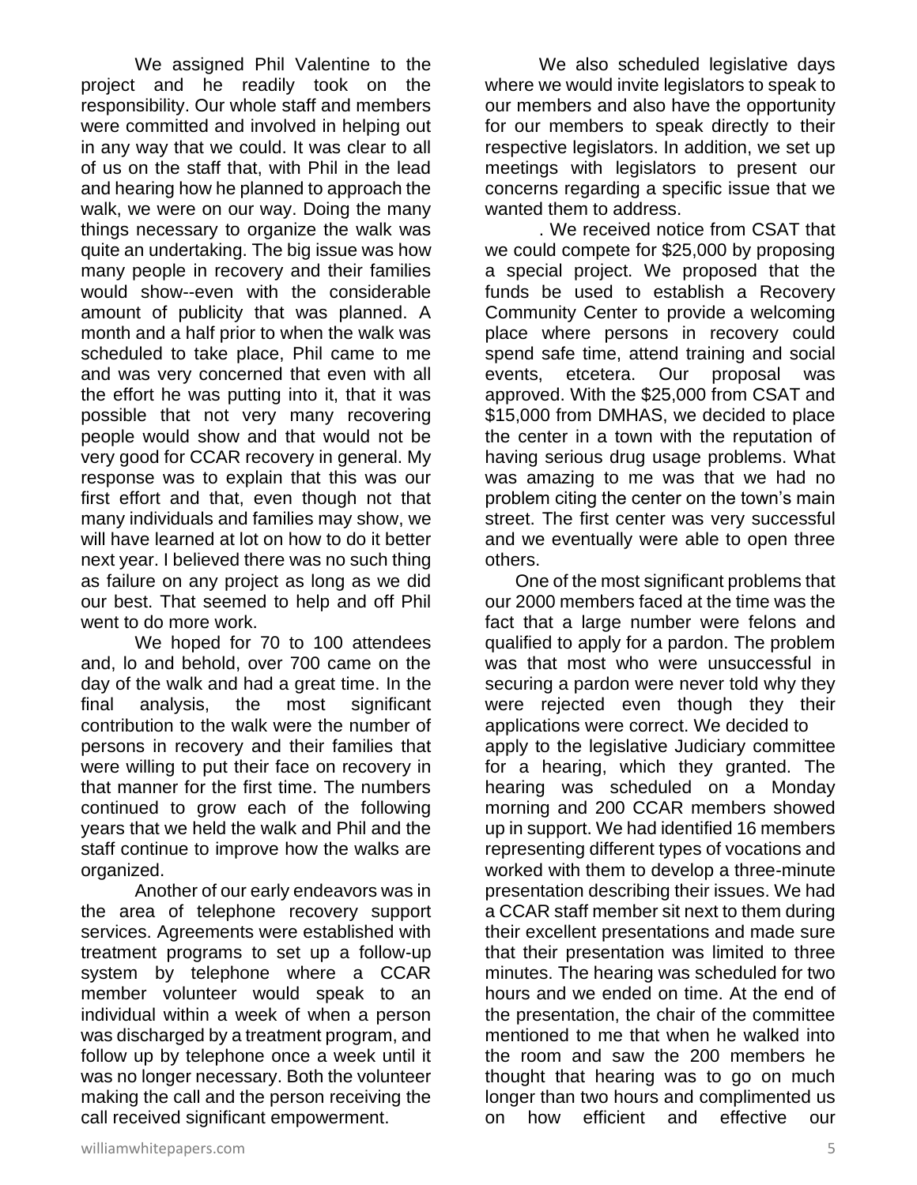We assigned Phil Valentine to the project and he readily took on the responsibility. Our whole staff and members were committed and involved in helping out in any way that we could. It was clear to all of us on the staff that, with Phil in the lead and hearing how he planned to approach the walk, we were on our way. Doing the many things necessary to organize the walk was quite an undertaking. The big issue was how many people in recovery and their families would show--even with the considerable amount of publicity that was planned. A month and a half prior to when the walk was scheduled to take place, Phil came to me and was very concerned that even with all the effort he was putting into it, that it was possible that not very many recovering people would show and that would not be very good for CCAR recovery in general. My response was to explain that this was our first effort and that, even though not that many individuals and families may show, we will have learned at lot on how to do it better next year. I believed there was no such thing as failure on any project as long as we did our best. That seemed to help and off Phil went to do more work.

We hoped for 70 to 100 attendees and, lo and behold, over 700 came on the day of the walk and had a great time. In the final analysis, the most significant contribution to the walk were the number of persons in recovery and their families that were willing to put their face on recovery in that manner for the first time. The numbers continued to grow each of the following years that we held the walk and Phil and the staff continue to improve how the walks are organized.

Another of our early endeavors was in the area of telephone recovery support services. Agreements were established with treatment programs to set up a follow-up system by telephone where a CCAR member volunteer would speak to an individual within a week of when a person was discharged by a treatment program, and follow up by telephone once a week until it was no longer necessary. Both the volunteer making the call and the person receiving the call received significant empowerment.

We also scheduled legislative days where we would invite legislators to speak to our members and also have the opportunity for our members to speak directly to their respective legislators. In addition, we set up meetings with legislators to present our concerns regarding a specific issue that we wanted them to address.

. We received notice from CSAT that we could compete for $25,000 by proposing a special project. We proposed that the funds be used to establish a Recovery Community Center to provide a welcoming place where persons in recovery could spend safe time, attend training and social events, etcetera. Our proposal was approved. With the $25,000 from CSAT and $15,000 from DMHAS, we decided to place the center in a town with the reputation of having serious drug usage problems. What was amazing to me was that we had no problem citing the center on the town's main street. The first center was very successful and we eventually were able to open three others.

One of the most significant problems that our 2000 members faced at the time was the fact that a large number were felons and qualified to apply for a pardon. The problem was that most who were unsuccessful in securing a pardon were never told why they were rejected even though they their applications were correct. We decided to apply to the legislative Judiciary committee for a hearing, which they granted. The hearing was scheduled on a Monday morning and 200 CCAR members showed up in support. We had identified 16 members representing different types of vocations and worked with them to develop a three-minute presentation describing their issues. We had a CCAR staff member sit next to them during their excellent presentations and made sure that their presentation was limited to three minutes. The hearing was scheduled for two hours and we ended on time. At the end of the presentation, the chair of the committee mentioned to me that when he walked into the room and saw the 200 members he thought that hearing was to go on much longer than two hours and complimented us on how efficient and effective our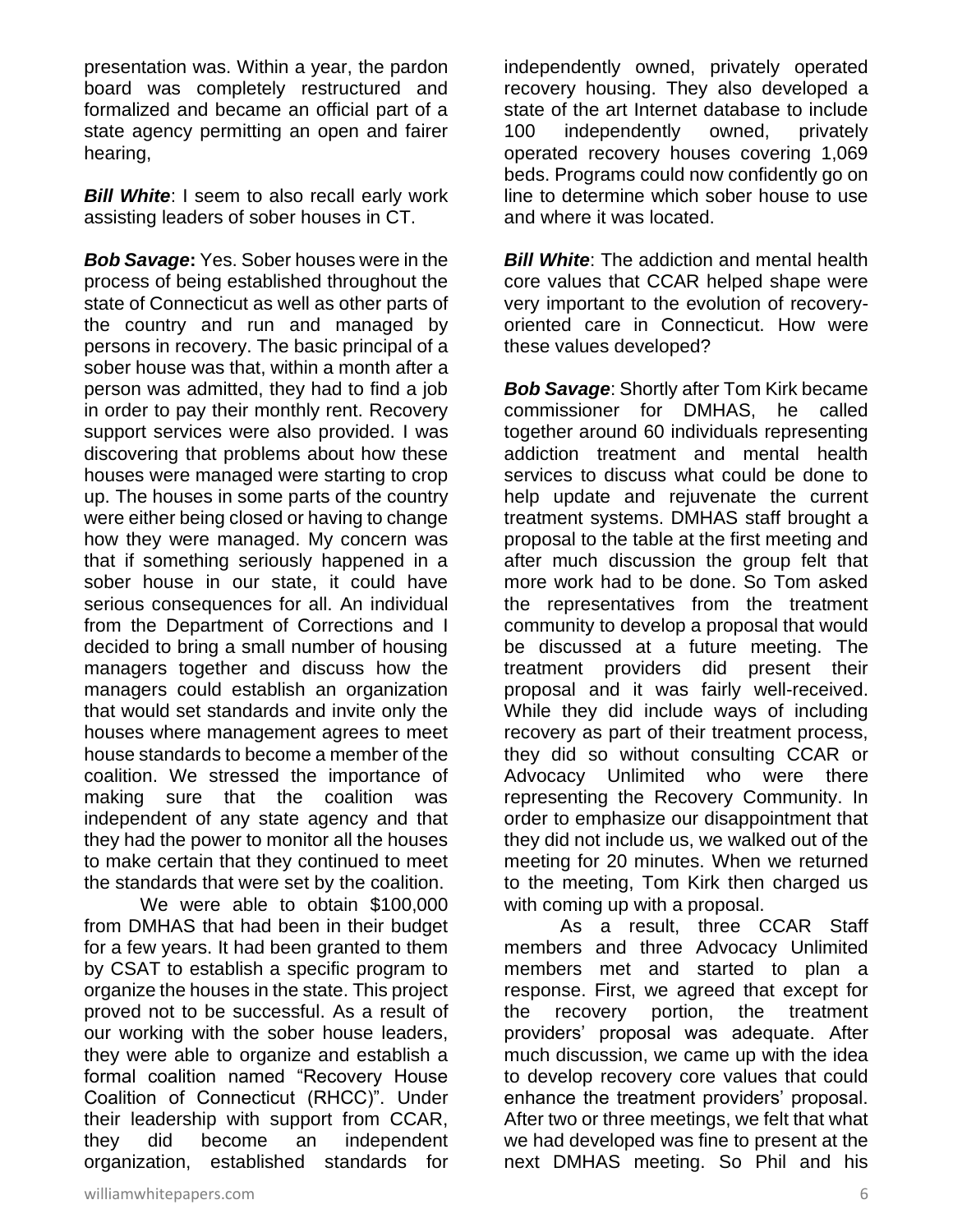presentation was. Within a year, the pardon board was completely restructured and formalized and became an official part of a state agency permitting an open and fairer hearing,

***Bill White***: I seem to also recall early work assisting leaders of sober houses in CT.

***Bob Savage*:** Yes. Sober houses were in the process of being established throughout the state of Connecticut as well as other parts of the country and run and managed by persons in recovery. The basic principal of a sober house was that, within a month after a person was admitted, they had to find a job in order to pay their monthly rent. Recovery support services were also provided. I was discovering that problems about how these houses were managed were starting to crop up. The houses in some parts of the country were either being closed or having to change how they were managed. My concern was that if something seriously happened in a sober house in our state, it could have serious consequences for all. An individual from the Department of Corrections and I decided to bring a small number of housing managers together and discuss how the managers could establish an organization that would set standards and invite only the houses where management agrees to meet house standards to become a member of the coalition. We stressed the importance of making sure that the coalition was independent of any state agency and that they had the power to monitor all the houses to make certain that they continued to meet the standards that were set by the coalition.

We were able to obtain $100,000 from DMHAS that had been in their budget for a few years. It had been granted to them by CSAT to establish a specific program to organize the houses in the state. This project proved not to be successful. As a result of our working with the sober house leaders, they were able to organize and establish a formal coalition named "Recovery House Coalition of Connecticut (RHCC)". Under their leadership with support from CCAR, they did become an independent organization, established standards for independently owned, privately operated recovery housing. They also developed a state of the art Internet database to include 100 independently owned, privately operated recovery houses covering 1,069 beds. Programs could now confidently go on line to determine which sober house to use and where it was located.

***Bill White***: The addiction and mental health core values that CCAR helped shape were very important to the evolution of recovery-oriented care in Connecticut. How were these values developed?

***Bob Savage***: Shortly after Tom Kirk became commissioner for DMHAS, he called together around 60 individuals representing addiction treatment and mental health services to discuss what could be done to help update and rejuvenate the current treatment systems. DMHAS staff brought a proposal to the table at the first meeting and after much discussion the group felt that more work had to be done. So Tom asked the representatives from the treatment community to develop a proposal that would be discussed at a future meeting. The treatment providers did present their proposal and it was fairly well-received. While they did include ways of including recovery as part of their treatment process, they did so without consulting CCAR or Advocacy Unlimited who were there representing the Recovery Community. In order to emphasize our disappointment that they did not include us, we walked out of the meeting for 20 minutes. When we returned to the meeting, Tom Kirk then charged us with coming up with a proposal.

As a result, three CCAR Staff members and three Advocacy Unlimited members met and started to plan a response. First, we agreed that except for the recovery portion, the treatment providers' proposal was adequate. After much discussion, we came up with the idea to develop recovery core values that could enhance the treatment providers' proposal. After two or three meetings, we felt that what we had developed was fine to present at the next DMHAS meeting. So Phil and his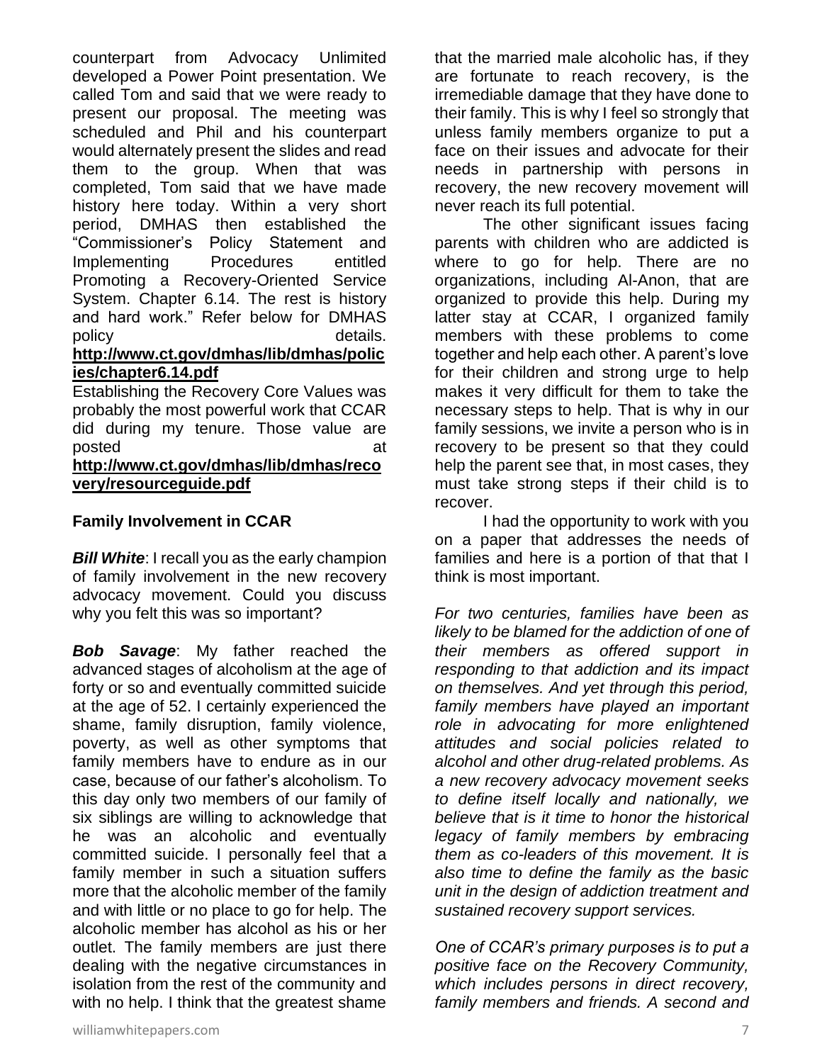counterpart from Advocacy Unlimited developed a Power Point presentation. We called Tom and said that we were ready to present our proposal. The meeting was scheduled and Phil and his counterpart would alternately present the slides and read them to the group. When that was completed, Tom said that we have made history here today. Within a very short period, DMHAS then established the "Commissioner's Policy Statement and Implementing Procedures entitled Promoting a Recovery-Oriented Service System. Chapter 6.14. The rest is history and hard work." Refer below for DMHAS policy details. **http://www.ct.gov/dmhas/lib/dmhas/policies/chapter6.14.pdf**

Establishing the Recovery Core Values was probably the most powerful work that CCAR did during my tenure. Those value are posted at **http://www.ct.gov/dmhas/lib/dmhas/recovery/resourceguide.pdf**

**Family Involvement in CCAR**

***Bill White***: I recall you as the early champion of family involvement in the new recovery advocacy movement. Could you discuss why you felt this was so important?

***Bob Savage***: My father reached the advanced stages of alcoholism at the age of forty or so and eventually committed suicide at the age of 52. I certainly experienced the shame, family disruption, family violence, poverty, as well as other symptoms that family members have to endure as in our case, because of our father's alcoholism. To this day only two members of our family of six siblings are willing to acknowledge that he was an alcoholic and eventually committed suicide. I personally feel that a family member in such a situation suffers more that the alcoholic member of the family and with little or no place to go for help. The alcoholic member has alcohol as his or her outlet. The family members are just there dealing with the negative circumstances in isolation from the rest of the community and with no help. I think that the greatest shame that the married male alcoholic has, if they are fortunate to reach recovery, is the irremediable damage that they have done to their family. This is why I feel so strongly that unless family members organize to put a face on their issues and advocate for their needs in partnership with persons in recovery, the new recovery movement will never reach its full potential.

The other significant issues facing parents with children who are addicted is where to go for help. There are no organizations, including Al-Anon, that are organized to provide this help. During my latter stay at CCAR, I organized family members with these problems to come together and help each other. A parent's love for their children and strong urge to help makes it very difficult for them to take the necessary steps to help. That is why in our family sessions, we invite a person who is in recovery to be present so that they could help the parent see that, in most cases, they must take strong steps if their child is to recover.

I had the opportunity to work with you on a paper that addresses the needs of families and here is a portion of that that I think is most important.

*For two centuries, families have been as likely to be blamed for the addiction of one of their members as offered support in responding to that addiction and its impact on themselves. And yet through this period, family members have played an important role in advocating for more enlightened attitudes and social policies related to alcohol and other drug-related problems. As a new recovery advocacy movement seeks to define itself locally and nationally, we believe that is it time to honor the historical legacy of family members by embracing them as co-leaders of this movement. It is also time to define the family as the basic unit in the design of addiction treatment and sustained recovery support services.*

*One of CCAR's primary purposes is to put a positive face on the Recovery Community, which includes persons in direct recovery, family members and friends. A second and*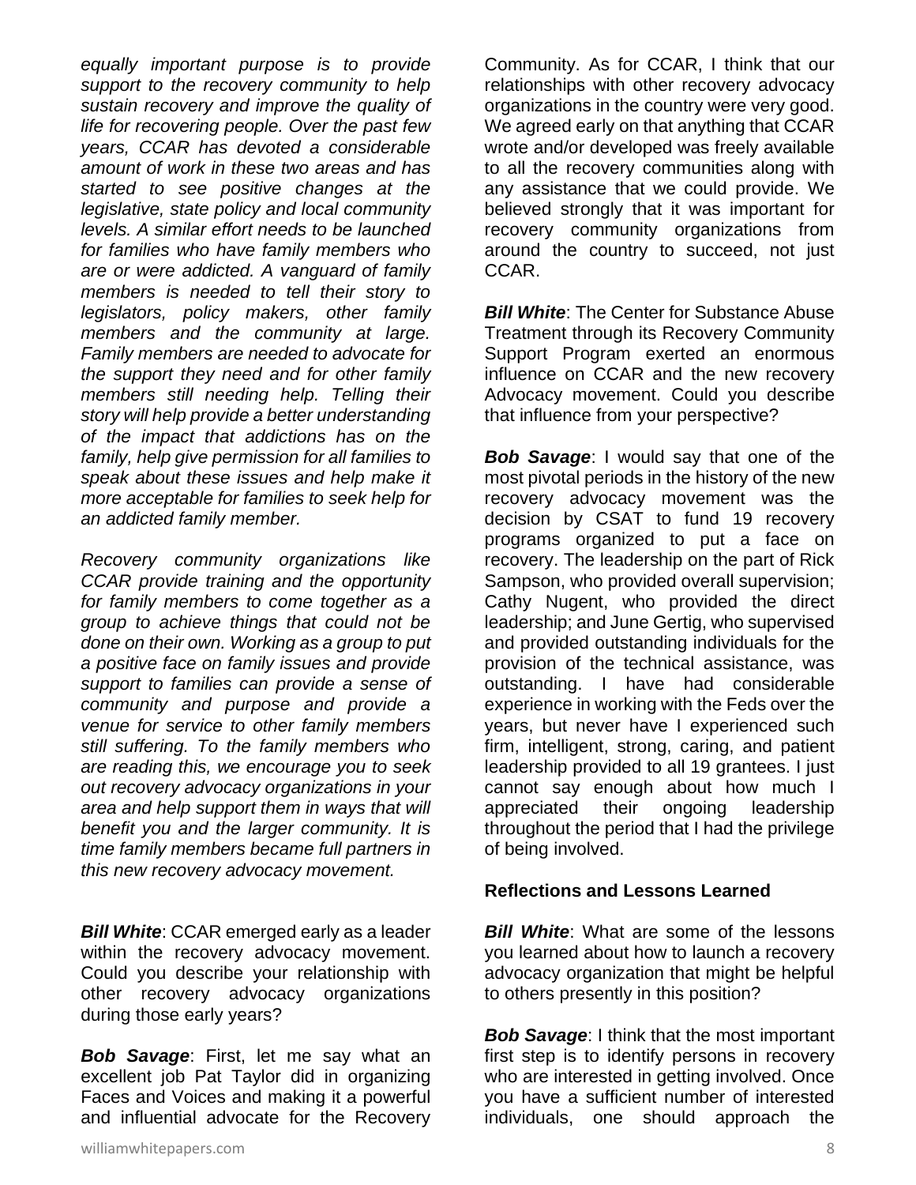*equally important purpose is to provide support to the recovery community to help sustain recovery and improve the quality of life for recovering people. Over the past few years, CCAR has devoted a considerable amount of work in these two areas and has started to see positive changes at the legislative, state policy and local community levels. A similar effort needs to be launched for families who have family members who are or were addicted. A vanguard of family members is needed to tell their story to legislators, policy makers, other family members and the community at large. Family members are needed to advocate for the support they need and for other family members still needing help. Telling their story will help provide a better understanding of the impact that addictions has on the family, help give permission for all families to speak about these issues and help make it more acceptable for families to seek help for an addicted family member.*

*Recovery community organizations like CCAR provide training and the opportunity for family members to come together as a group to achieve things that could not be done on their own. Working as a group to put a positive face on family issues and provide support to families can provide a sense of community and purpose and provide a venue for service to other family members still suffering. To the family members who are reading this, we encourage you to seek out recovery advocacy organizations in your area and help support them in ways that will benefit you and the larger community. It is time family members became full partners in this new recovery advocacy movement.*

***Bill White***: CCAR emerged early as a leader within the recovery advocacy movement. Could you describe your relationship with other recovery advocacy organizations during those early years?

***Bob Savage***: First, let me say what an excellent job Pat Taylor did in organizing Faces and Voices and making it a powerful and influential advocate for the Recovery Community. As for CCAR, I think that our relationships with other recovery advocacy organizations in the country were very good. We agreed early on that anything that CCAR wrote and/or developed was freely available to all the recovery communities along with any assistance that we could provide. We believed strongly that it was important for recovery community organizations from around the country to succeed, not just CCAR.

***Bill White***: The Center for Substance Abuse Treatment through its Recovery Community Support Program exerted an enormous influence on CCAR and the new recovery Advocacy movement. Could you describe that influence from your perspective?

***Bob Savage***: I would say that one of the most pivotal periods in the history of the new recovery advocacy movement was the decision by CSAT to fund 19 recovery programs organized to put a face on recovery. The leadership on the part of Rick Sampson, who provided overall supervision; Cathy Nugent, who provided the direct leadership; and June Gertig, who supervised and provided outstanding individuals for the provision of the technical assistance, was outstanding. I have had considerable experience in working with the Feds over the years, but never have I experienced such firm, intelligent, strong, caring, and patient leadership provided to all 19 grantees. I just cannot say enough about how much I appreciated their ongoing leadership throughout the period that I had the privilege of being involved.

## Reflections and Lessons Learned

***Bill White***: What are some of the lessons you learned about how to launch a recovery advocacy organization that might be helpful to others presently in this position?

***Bob Savage***: I think that the most important first step is to identify persons in recovery who are interested in getting involved. Once you have a sufficient number of interested individuals, one should approach the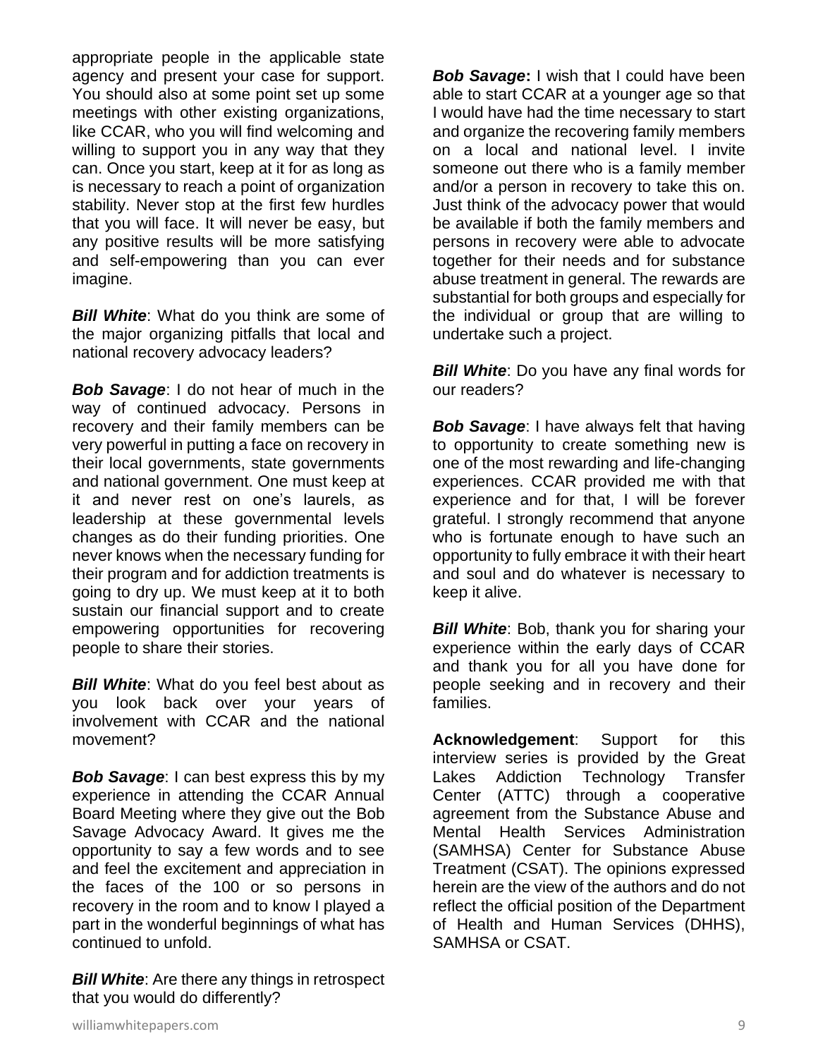appropriate people in the applicable state agency and present your case for support. You should also at some point set up some meetings with other existing organizations, like CCAR, who you will find welcoming and willing to support you in any way that they can. Once you start, keep at it for as long as is necessary to reach a point of organization stability. Never stop at the first few hurdles that you will face. It will never be easy, but any positive results will be more satisfying and self-empowering than you can ever imagine.

***Bill White***: What do you think are some of the major organizing pitfalls that local and national recovery advocacy leaders?

***Bob Savage***: I do not hear of much in the way of continued advocacy. Persons in recovery and their family members can be very powerful in putting a face on recovery in their local governments, state governments and national government. One must keep at it and never rest on one's laurels, as leadership at these governmental levels changes as do their funding priorities. One never knows when the necessary funding for their program and for addiction treatments is going to dry up. We must keep at it to both sustain our financial support and to create empowering opportunities for recovering people to share their stories.

***Bill White***: What do you feel best about as you look back over your years of involvement with CCAR and the national movement?

***Bob Savage***: I can best express this by my experience in attending the CCAR Annual Board Meeting where they give out the Bob Savage Advocacy Award. It gives me the opportunity to say a few words and to see and feel the excitement and appreciation in the faces of the 100 or so persons in recovery in the room and to know I played a part in the wonderful beginnings of what has continued to unfold.

***Bill White***: Are there any things in retrospect that you would do differently?

***Bob Savage*:** I wish that I could have been able to start CCAR at a younger age so that I would have had the time necessary to start and organize the recovering family members on a local and national level. I invite someone out there who is a family member and/or a person in recovery to take this on. Just think of the advocacy power that would be available if both the family members and persons in recovery were able to advocate together for their needs and for substance abuse treatment in general. The rewards are substantial for both groups and especially for the individual or group that are willing to undertake such a project.

***Bill White***: Do you have any final words for our readers?

***Bob Savage***: I have always felt that having to opportunity to create something new is one of the most rewarding and life-changing experiences. CCAR provided me with that experience and for that, I will be forever grateful. I strongly recommend that anyone who is fortunate enough to have such an opportunity to fully embrace it with their heart and soul and do whatever is necessary to keep it alive.

***Bill White***: Bob, thank you for sharing your experience within the early days of CCAR and thank you for all you have done for people seeking and in recovery and their families.

**Acknowledgement**: Support for this interview series is provided by the Great Lakes Addiction Technology Transfer Center (ATTC) through a cooperative agreement from the Substance Abuse and Mental Health Services Administration (SAMHSA) Center for Substance Abuse Treatment (CSAT). The opinions expressed herein are the view of the authors and do not reflect the official position of the Department of Health and Human Services (DHHS), SAMHSA or CSAT.